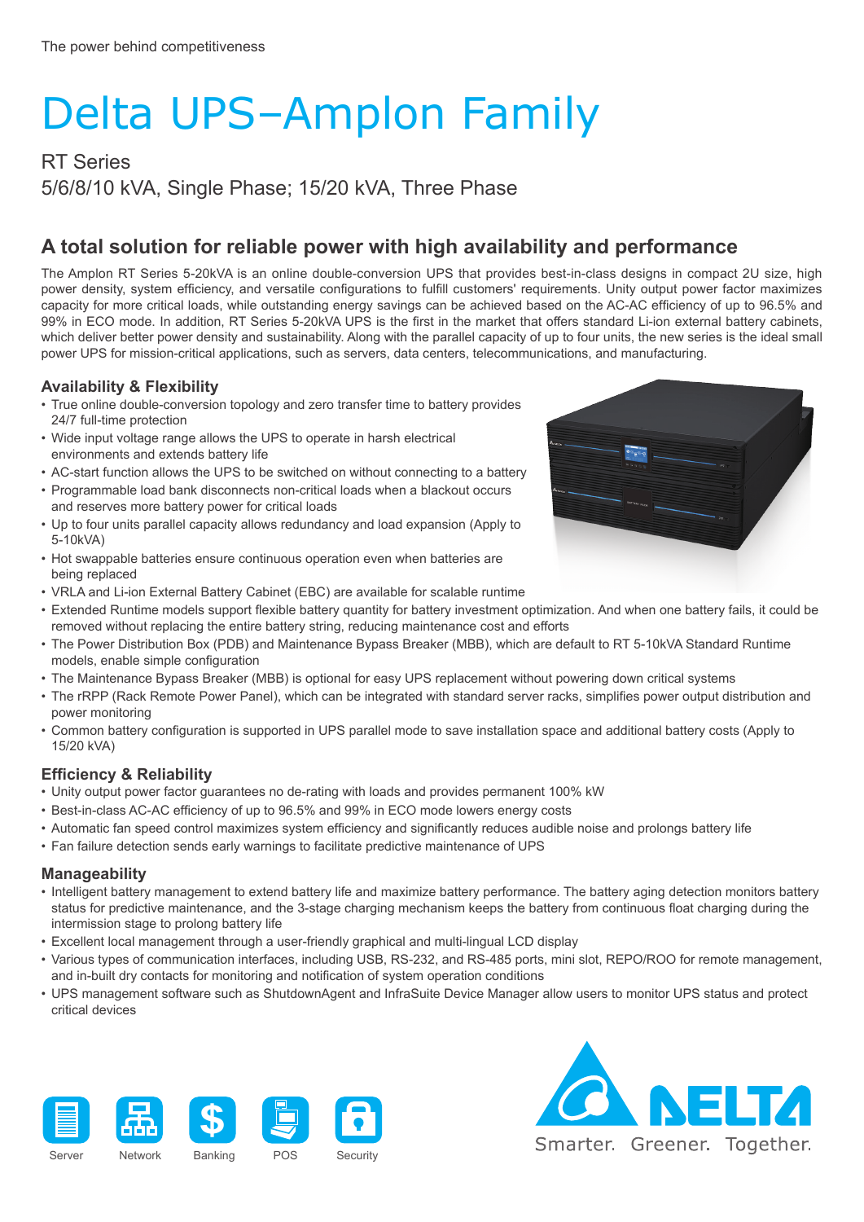The power behind competitiveness

# Delta UPS–Amplon Family

RT Series

5/6/8/10 kVA, Single Phase; 15/20 kVA, Three Phase

## A total solution for reliable power with high availability and performance

The Amplon RT Series 5-20kVA is an online double-conversion UPS that provides best-in-class designs in compact 2U size, high power density, system efficiency, and versatile configurations to fulfill customers' requirements. Unity output power factor maximizes capacity for more critical loads, while outstanding energy savings can be achieved based on the AC-AC efficiency of up to 96.5% and 99% in ECO mode. In addition, RT Series 5-20kVA UPS is the first in the market that offers standard Li-ion external battery cabinets, which deliver better power density and sustainability. Along with the parallel capacity of up to four units, the new series is the ideal small power UPS for mission-critical applications, such as servers, data centers, telecommunications, and manufacturing.

### Availability & Flexibility

- True online double-conversion topology and zero transfer time to battery provides 24/7 full-time protection
- Wide input voltage range allows the UPS to operate in harsh electrical environments and extends battery life
- AC-start function allows the UPS to be switched on without connecting to a battery
- Programmable load bank disconnects non-critical loads when a blackout occurs and reserves more battery power for critical loads
- Up to four units parallel capacity allows redundancy and load expansion (Apply to 5-10kVA)
- Hot swappable batteries ensure continuous operation even when batteries are being replaced
- VRLA and Li-ion External Battery Cabinet (EBC) are available for scalable runtime
- Extended Runtime models support flexible battery quantity for battery investment optimization. And when one battery fails, it could be removed without replacing the entire battery string, reducing maintenance cost and efforts
- The Power Distribution Box (PDB) and Maintenance Bypass Breaker (MBB), which are default to RT 5-10kVA Standard Runtime models, enable simple configuration
- The Maintenance Bypass Breaker (MBB) is optional for easy UPS replacement without powering down critical systems
- The rRPP (Rack Remote Power Panel), which can be integrated with standard server racks, simplifies power output distribution and power monitoring
- Common battery configuration is supported in UPS parallel mode to save installation space and additional battery costs (Apply to 15/20 kVA)

### Efficiency & Reliability

- Unity output power factor guarantees no de-rating with loads and provides permanent 100% kW
- Best-in-class AC-AC efficiency of up to 96.5% and 99% in ECO mode lowers energy costs
- Automatic fan speed control maximizes system efficiency and significantly reduces audible noise and prolongs battery life
- Fan failure detection sends early warnings to facilitate predictive maintenance of UPS

### Manageability

- Intelligent battery management to extend battery life and maximize battery performance. The battery aging detection monitors battery status for predictive maintenance, and the 3-stage charging mechanism keeps the battery from continuous float charging during the intermission stage to prolong battery life
- Excellent local management through a user-friendly graphical and multi-lingual LCD display
- Various types of communication interfaces, including USB, RS-232, and RS-485 ports, mini slot, REPO/ROO for remote management, and in-built dry contacts for monitoring and notification of system operation conditions
- UPS management software such as ShutdownAgent and InfraSuite Device Manager allow users to monitor UPS status and protect critical devices

Server Network Banking POS Security

DELTA

Smarter. Greener. Together.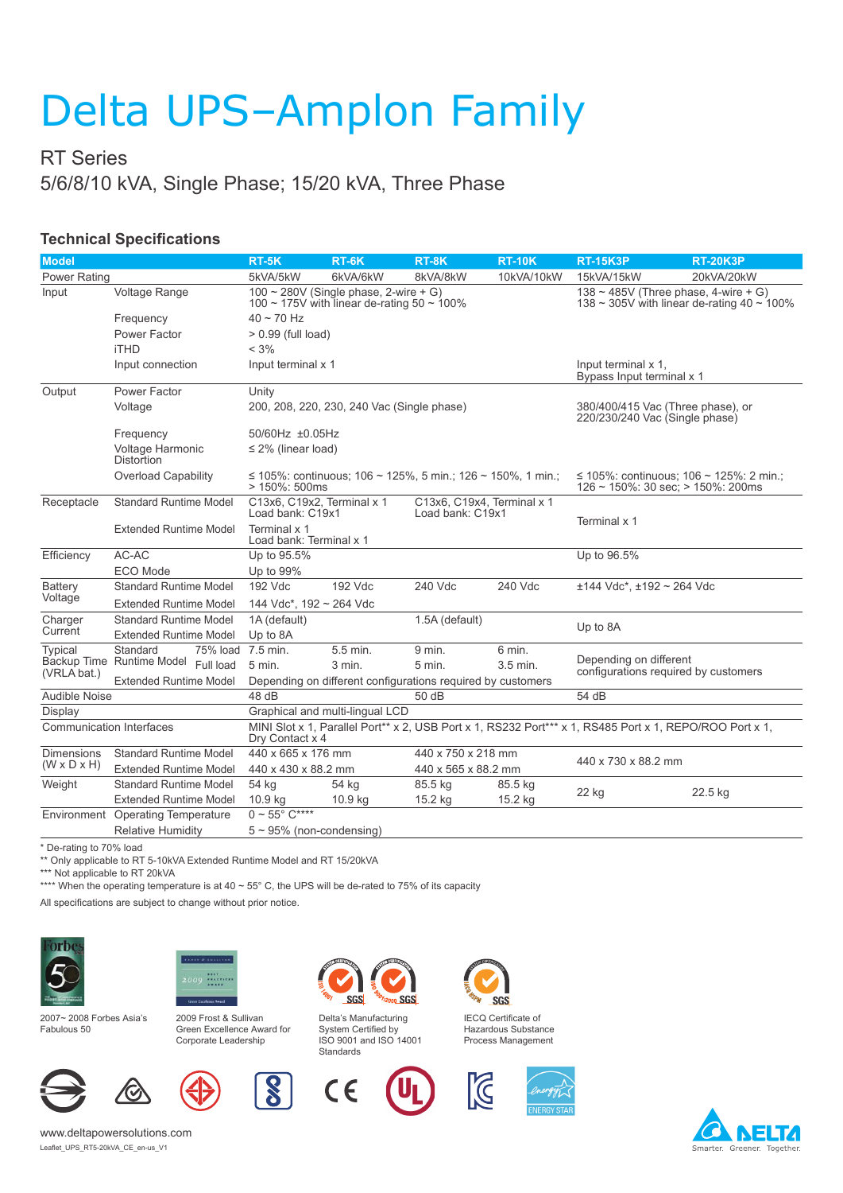# Delta UPS–Amplon Family

## RT Series

## 5/6/8/10 kVA, Single Phase; 15/20 kVA, Three Phase

### Technical Specifications

| Model | | | RT-5K | RT-6K | RT-8K | RT-10K | RT-15K3P | RT-20K3P |
|---|---|---|---|---|---|---|---|---|
| Power Rating | | | 5kVA/5kW | 6kVA/6kW | 8kVA/8kW | 10kVA/10kW | 15kVA/15kW | 20kVA/20kW |
| Input | Voltage Range | | 100 ~ 280V (Single phase, 2-wire + G) 100 ~ 175V with linear de-rating 50 ~ 100% | | | | 138 ~ 485V (Three phase, 4-wire + G) 138 ~ 305V with linear de-rating 40 ~ 100% | |
| | Frequency | | 40 ~ 70 Hz | | | | | |
| | Power Factor | | > 0.99 (full load) | | | | | |
| | iTHD | | < 3% | | | | | |
| | Input connection | | Input terminal x 1 | | | | Input terminal x 1, Bypass Input terminal x 1 | |
| Output | Power Factor | | Unity | | | | | |
| | Voltage | | 200, 208, 220, 230, 240 Vac (Single phase) | | | | 380/400/415 Vac (Three phase), or 220/230/240 Vac (Single phase) | |
| | Frequency | | 50/60Hz ±0.05Hz | | | | | |
| | Voltage Harmonic Distortion | | ≤ 2% (linear load) | | | | | |
| | Overload Capability | | ≤ 105%: continuous; 106 ~ 125%, 5 min.; 126 ~ 150%, 1 min.; > 150%: 500ms | | | | ≤ 105%: continuous; 106 ~ 125%: 2 min.; 126 ~ 150%: 30 sec; > 150%: 200ms | |
| Receptacle | Standard Runtime Model | | C13x6, C19x2, Terminal x 1 Load bank: C19x1 | | C13x6, C19x4, Terminal x 1 Load bank: C19x1 | | Terminal x 1 | |
| | Extended Runtime Model | | Terminal x 1 Load bank: Terminal x 1 | | | | | |
| Efficiency | AC-AC | | Up to 95.5% | | | | Up to 96.5% | |
| | ECO Mode | | Up to 99% | | | | | |
| Battery Voltage | Standard Runtime Model | | 192 Vdc | 192 Vdc | 240 Vdc | 240 Vdc | ±144 Vdc*, ±192 ~ 264 Vdc | |
| | Extended Runtime Model | | 144 Vdc*, 192 ~ 264 Vdc | | | | | |
| Charger Current | Standard Runtime Model | | 1A (default) | | 1.5A (default) | | Up to 8A | |
| | Extended Runtime Model | | Up to 8A | | | | | |
| Typical Backup Time (VRLA bat.) | Standard Runtime Model | 75% load | 7.5 min. | 5.5 min. | 9 min. | 6 min. | Depending on different configurations required by customers | |
| | | Full load | 5 min. | 3 min. | 5 min. | 3.5 min. | | |
| | Extended Runtime Model | | Depending on different configurations required by customers | | | | | |
| Audible Noise | | | 48 dB | | 50 dB | | 54 dB | |
| Display | | | Graphical and multi-lingual LCD | | | | | |
| Communication Interfaces | | | MINI Slot x 1, Parallel Port** x 2, USB Port x 1, RS232 Port*** x 1, RS485 Port x 1, REPO/ROO Port x 1, Dry Contact x 4 | | | | | |
| Dimensions (W x D x H) | Standard Runtime Model | | 440 x 665 x 176 mm | | 440 x 750 x 218 mm | | 440 x 730 x 88.2 mm | |
| | Extended Runtime Model | | 440 x 430 x 88.2 mm | | 440 x 565 x 88.2 mm | | | |
| Weight | Standard Runtime Model | | 54 kg | 54 kg | 85.5 kg | 85.5 kg | 22 kg | 22.5 kg |
| | Extended Runtime Model | | 10.9 kg | 10.9 kg | 15.2 kg | 15.2 kg | | |
| Environment | Operating Temperature | | 0 ~ 55° C**** | | | | | |
| | Relative Humidity | | 5 ~ 95% (non-condensing) | | | | | |

\* De-rating to 70% load

** Only applicable to RT 5-10kVA Extended Runtime Model and RT 15/20kVA

*** Not applicable to RT 20kVA

**** When the operating temperature is at 40 ~ 55° C, the UPS will be de-rated to 75% of its capacity

All specifications are subject to change without prior notice.

2007~ 2008 Forbes Asia's Fabulous 50

2009 Frost & Sullivan Green Excellence Award for Corporate Leadership

Delta's Manufacturing System Certified by ISO 9001 and ISO 14001 Standards

IECQ Certificate of Hazardous Substance Process Management

www.deltapowersolutions.com

Leaflet_UPS_RT5-20kVA_CE_en-us_V1

DELTA Smarter. Greener. Together.